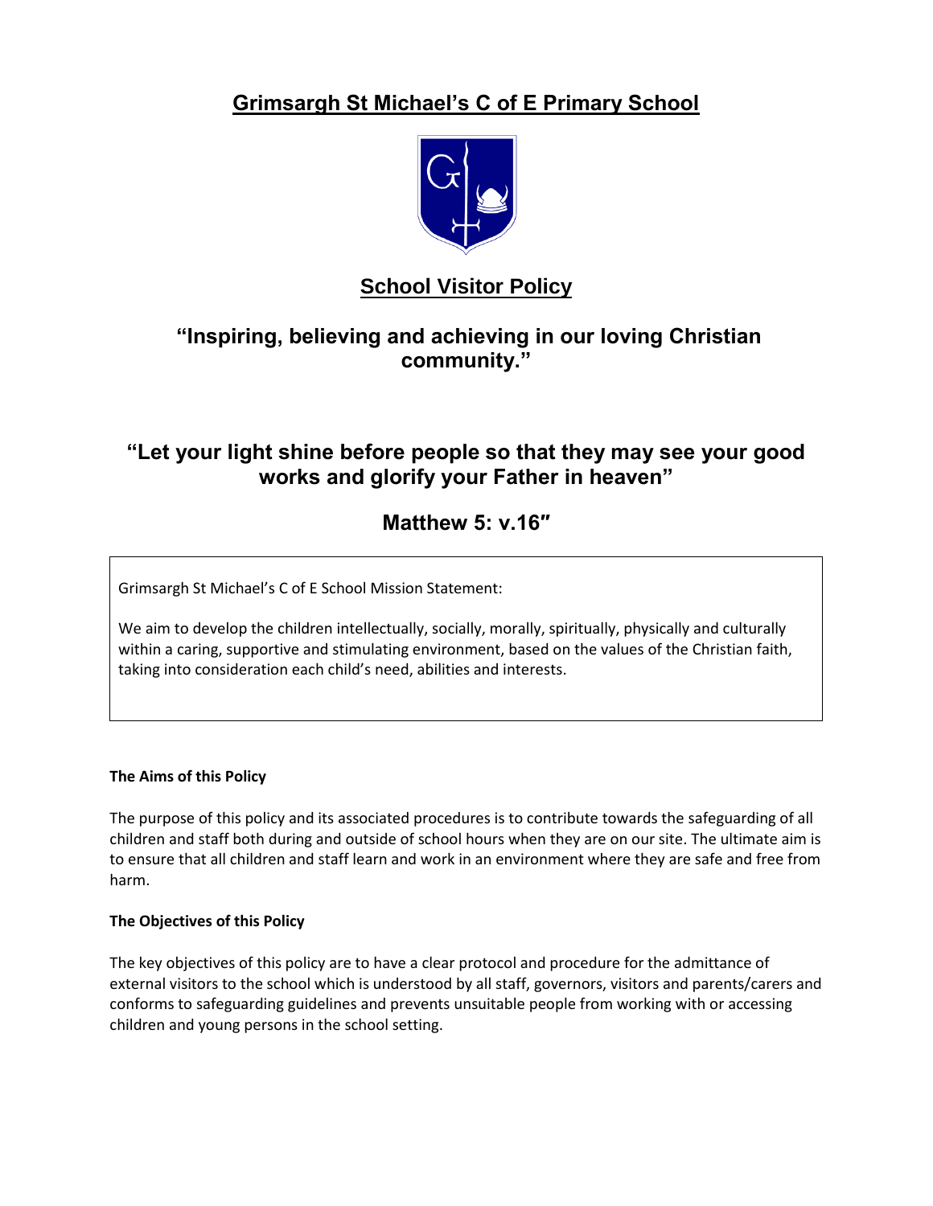# Grimsargh St Michael's C of E Primary School

## School Visitor Policy

### "Inspiring, believing and achieving in our loving Christian community."

### "Let your light shine before people so that they may see your good works and glorify your Father in heaven"

### Matthew 5: v.16″

Grimsargh St Michael's C of E School Mission Statement:

We aim to develop the children intellectually, socially, morally, spiritually, physically and culturally within a caring, supportive and stimulating environment, based on the values of the Christian faith, taking into consideration each child's need, abilities and interests.

**The Aims of this Policy**

The purpose of this policy and its associated procedures is to contribute towards the safeguarding of all children and staff both during and outside of school hours when they are on our site. The ultimate aim is to ensure that all children and staff learn and work in an environment where they are safe and free from harm.

**The Objectives of this Policy**

The key objectives of this policy are to have a clear protocol and procedure for the admittance of external visitors to the school which is understood by all staff, governors, visitors and parents/carers and conforms to safeguarding guidelines and prevents unsuitable people from working with or accessing children and young persons in the school setting.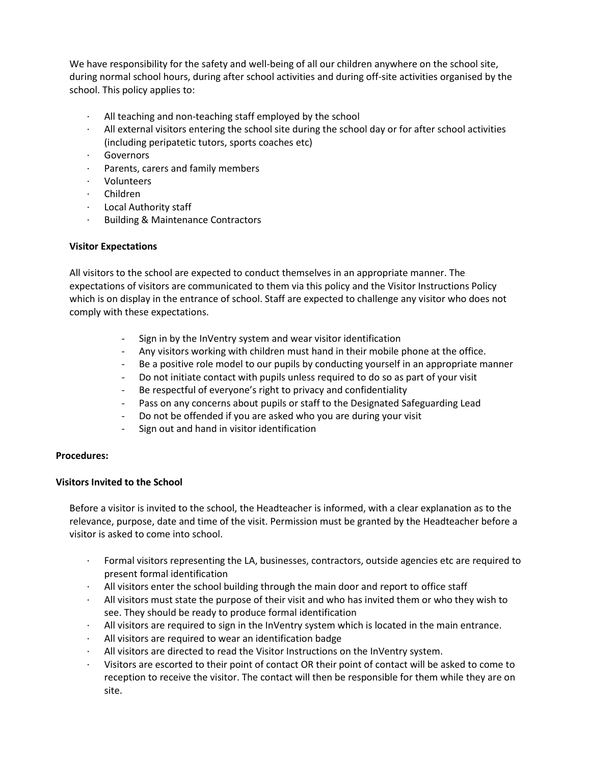We have responsibility for the safety and well-being of all our children anywhere on the school site, during normal school hours, during after school activities and during off-site activities organised by the school. This policy applies to:

- All teaching and non-teaching staff employed by the school
- All external visitors entering the school site during the school day or for after school activities (including peripatetic tutors, sports coaches etc)
- Governors
- Parents, carers and family members
- Volunteers
- Children
- Local Authority staff
- Building & Maintenance Contractors

**Visitor Expectations**

All visitors to the school are expected to conduct themselves in an appropriate manner. The expectations of visitors are communicated to them via this policy and the Visitor Instructions Policy which is on display in the entrance of school. Staff are expected to challenge any visitor who does not comply with these expectations.

- Sign in by the InVentry system and wear visitor identification
- Any visitors working with children must hand in their mobile phone at the office.
- Be a positive role model to our pupils by conducting yourself in an appropriate manner
- Do not initiate contact with pupils unless required to do so as part of your visit
- Be respectful of everyone's right to privacy and confidentiality
- Pass on any concerns about pupils or staff to the Designated Safeguarding Lead
- Do not be offended if you are asked who you are during your visit
- Sign out and hand in visitor identification

**Procedures:**

**Visitors Invited to the School**

Before a visitor is invited to the school, the Headteacher is informed, with a clear explanation as to the relevance, purpose, date and time of the visit. Permission must be granted by the Headteacher before a visitor is asked to come into school.

- Formal visitors representing the LA, businesses, contractors, outside agencies etc are required to present formal identification
- All visitors enter the school building through the main door and report to office staff
- All visitors must state the purpose of their visit and who has invited them or who they wish to see. They should be ready to produce formal identification
- All visitors are required to sign in the InVentry system which is located in the main entrance.
- All visitors are required to wear an identification badge
- All visitors are directed to read the Visitor Instructions on the InVentry system.
- Visitors are escorted to their point of contact OR their point of contact will be asked to come to reception to receive the visitor. The contact will then be responsible for them while they are on site.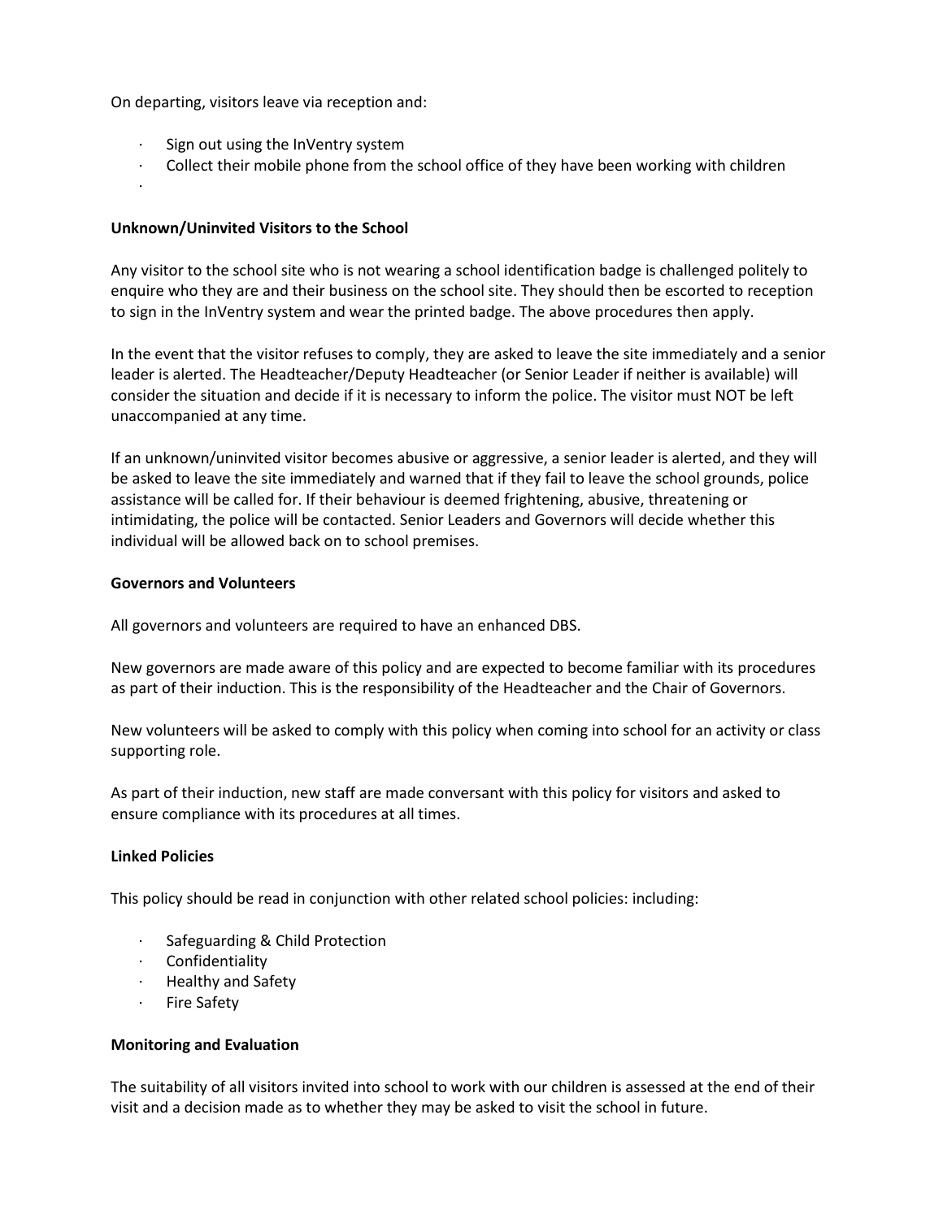On departing, visitors leave via reception and:

- Sign out using the InVentry system
- Collect their mobile phone from the school office of they have been working with children

**Unknown/Uninvited Visitors to the School**

Any visitor to the school site who is not wearing a school identification badge is challenged politely to enquire who they are and their business on the school site. They should then be escorted to reception to sign in the InVentry system and wear the printed badge. The above procedures then apply.

In the event that the visitor refuses to comply, they are asked to leave the site immediately and a senior leader is alerted. The Headteacher/Deputy Headteacher (or Senior Leader if neither is available) will consider the situation and decide if it is necessary to inform the police. The visitor must NOT be left unaccompanied at any time.

If an unknown/uninvited visitor becomes abusive or aggressive, a senior leader is alerted, and they will be asked to leave the site immediately and warned that if they fail to leave the school grounds, police assistance will be called for. If their behaviour is deemed frightening, abusive, threatening or intimidating, the police will be contacted. Senior Leaders and Governors will decide whether this individual will be allowed back on to school premises.

**Governors and Volunteers**

All governors and volunteers are required to have an enhanced DBS.

New governors are made aware of this policy and are expected to become familiar with its procedures as part of their induction. This is the responsibility of the Headteacher and the Chair of Governors.

New volunteers will be asked to comply with this policy when coming into school for an activity or class supporting role.

As part of their induction, new staff are made conversant with this policy for visitors and asked to ensure compliance with its procedures at all times.

**Linked Policies**

This policy should be read in conjunction with other related school policies: including:

- Safeguarding & Child Protection
- Confidentiality
- Healthy and Safety
- Fire Safety

**Monitoring and Evaluation**

The suitability of all visitors invited into school to work with our children is assessed at the end of their visit and a decision made as to whether they may be asked to visit the school in future.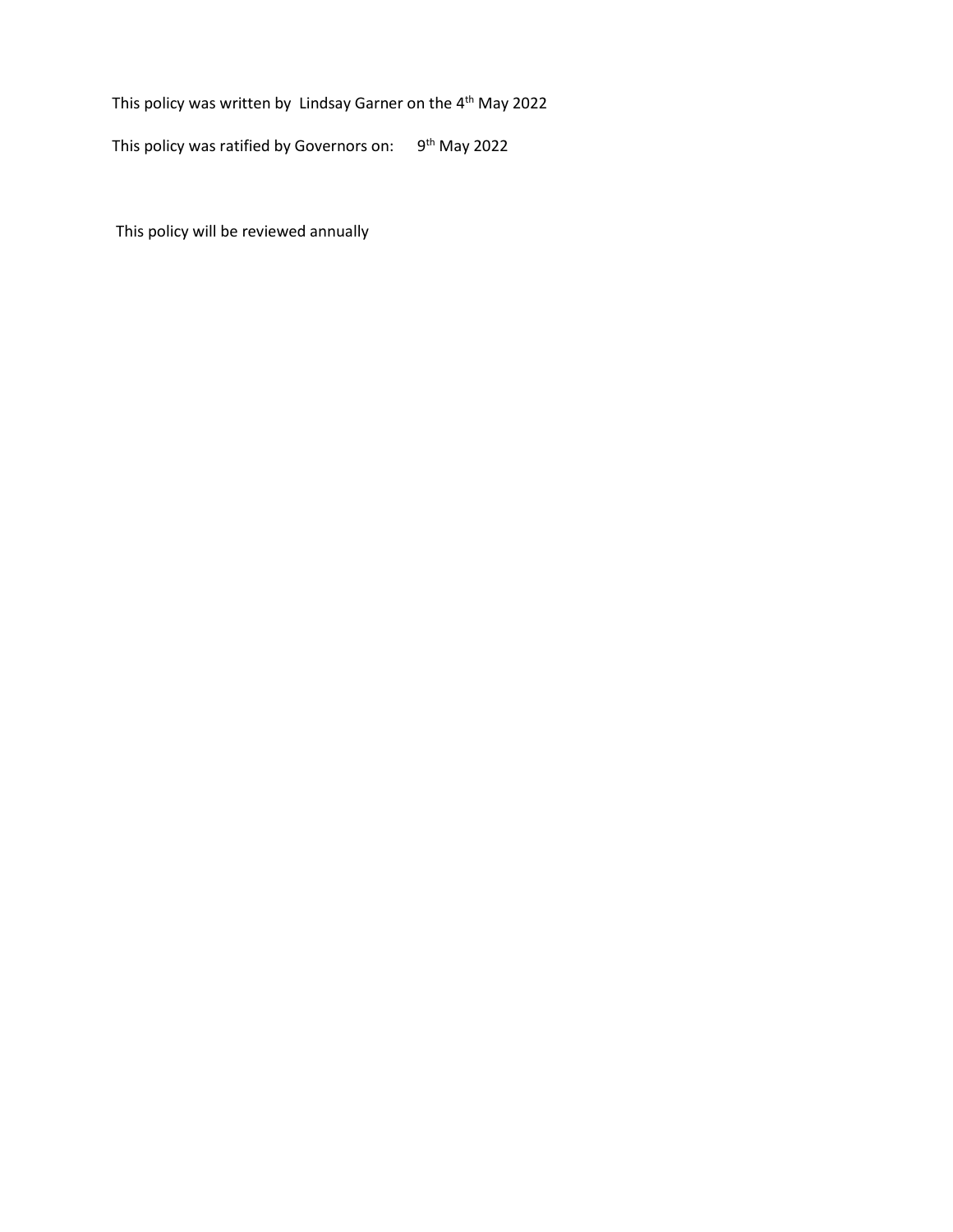This policy was written by Lindsay Garner on the 4th May 2022

This policy was ratified by Governors on: 9th May 2022

This policy will be reviewed annually